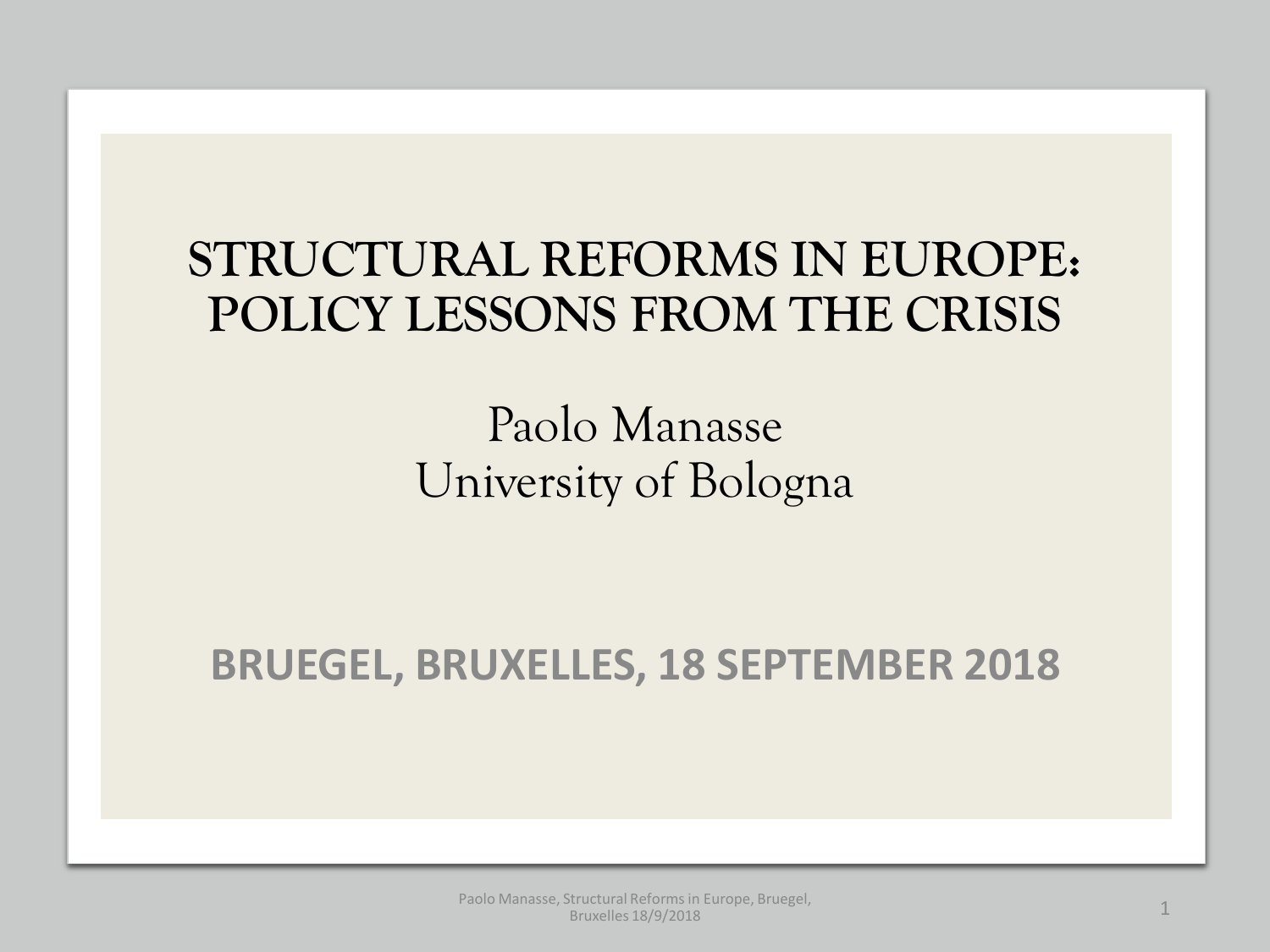# STRUCTURAL REFORMS IN EUROPE: POLICY LESSONS FROM THE CRISIS

Paolo Manasse
University of Bologna

**BRUEGEL, BRUXELLES, 18 SEPTEMBER 2018**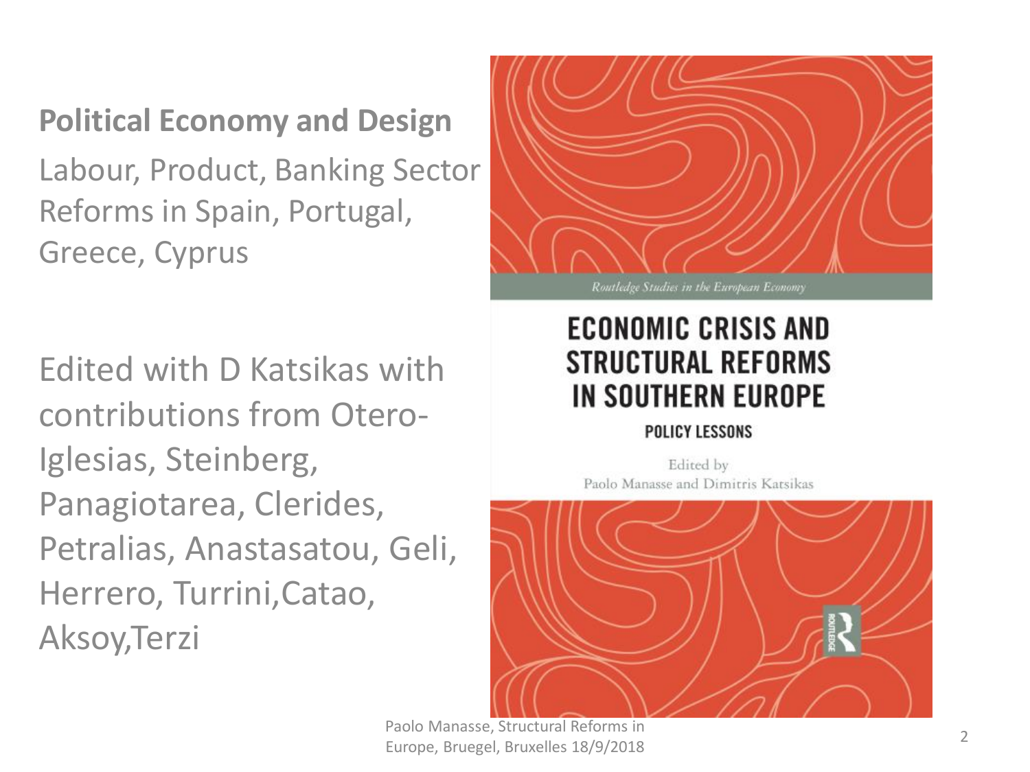**Political Economy and Design**

Labour, Product, Banking Sector Reforms in Spain, Portugal, Greece, Cyprus

Edited with D Katsikas with contributions from Otero-Iglesias, Steinberg, Panagiotarea, Clerides, Petralias, Anastasatou, Geli, Herrero, Turrini,Catao, Aksoy,Terzi

*Routledge Studies in the European Economy*

# ECONOMIC CRISIS AND STRUCTURAL REFORMS IN SOUTHERN EUROPE

**POLICY LESSONS**

Edited by
Paolo Manasse and Dimitris Katsikas

Paolo Manasse, Structural Reforms in Europe, Bruegel, Bruxelles 18/9/2018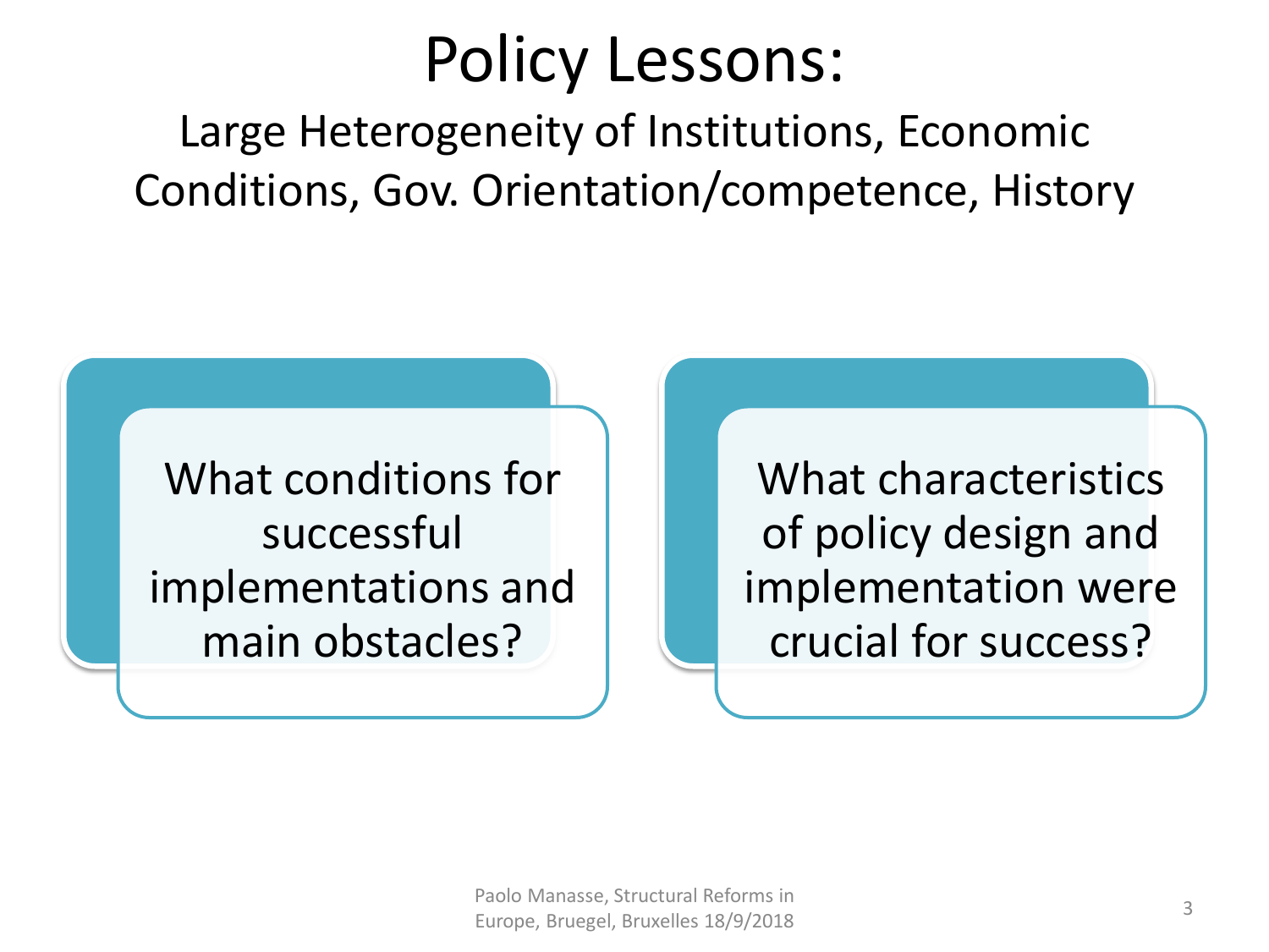# Policy Lessons:

## Large Heterogeneity of Institutions, Economic Conditions, Gov. Orientation/competence, History

What conditions for successful implementations and main obstacles?

What characteristics of policy design and implementation were crucial for success?

Paolo Manasse, Structural Reforms in Europe, Bruegel, Bruxelles 18/9/2018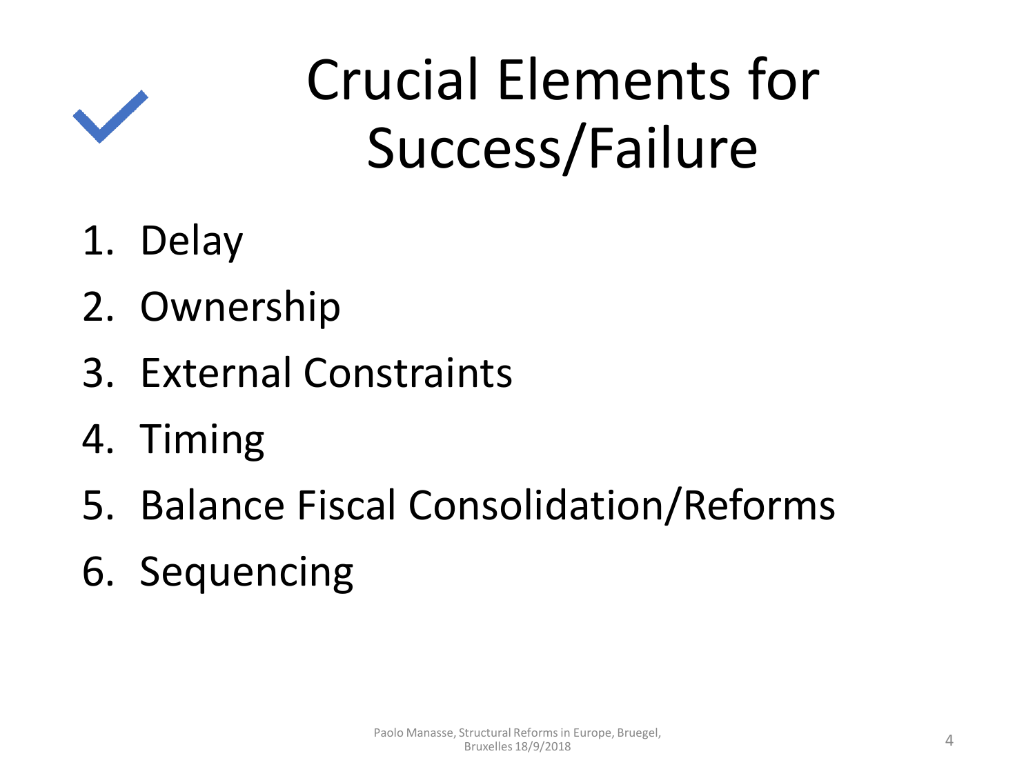# Crucial Elements for Success/Failure

1. Delay
2. Ownership
3. External Constraints
4. Timing
5. Balance Fiscal Consolidation/Reforms
6. Sequencing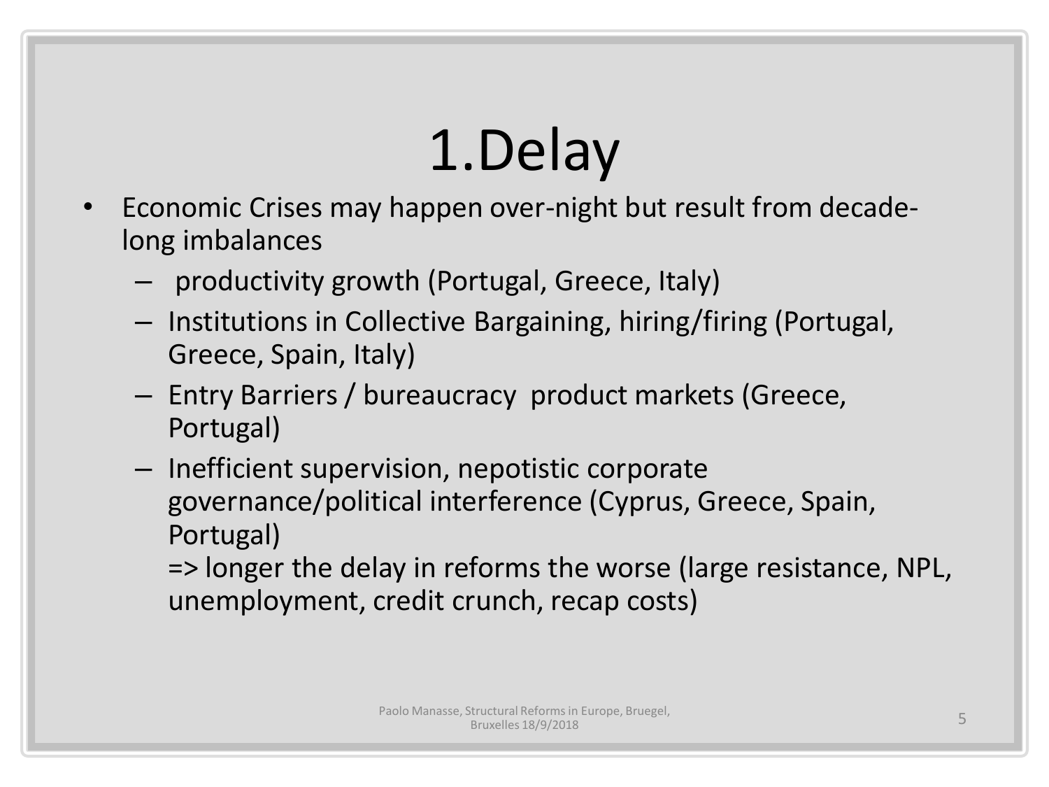# 1.Delay

- Economic Crises may happen over-night but result from decade-long imbalances
  - productivity growth (Portugal, Greece, Italy)
  - Institutions in Collective Bargaining, hiring/firing (Portugal, Greece, Spain, Italy)
  - Entry Barriers / bureaucracy product markets (Greece, Portugal)
  - Inefficient supervision, nepotistic corporate governance/political interference (Cyprus, Greece, Spain, Portugal)

    => longer the delay in reforms the worse (large resistance, NPL, unemployment, credit crunch, recap costs)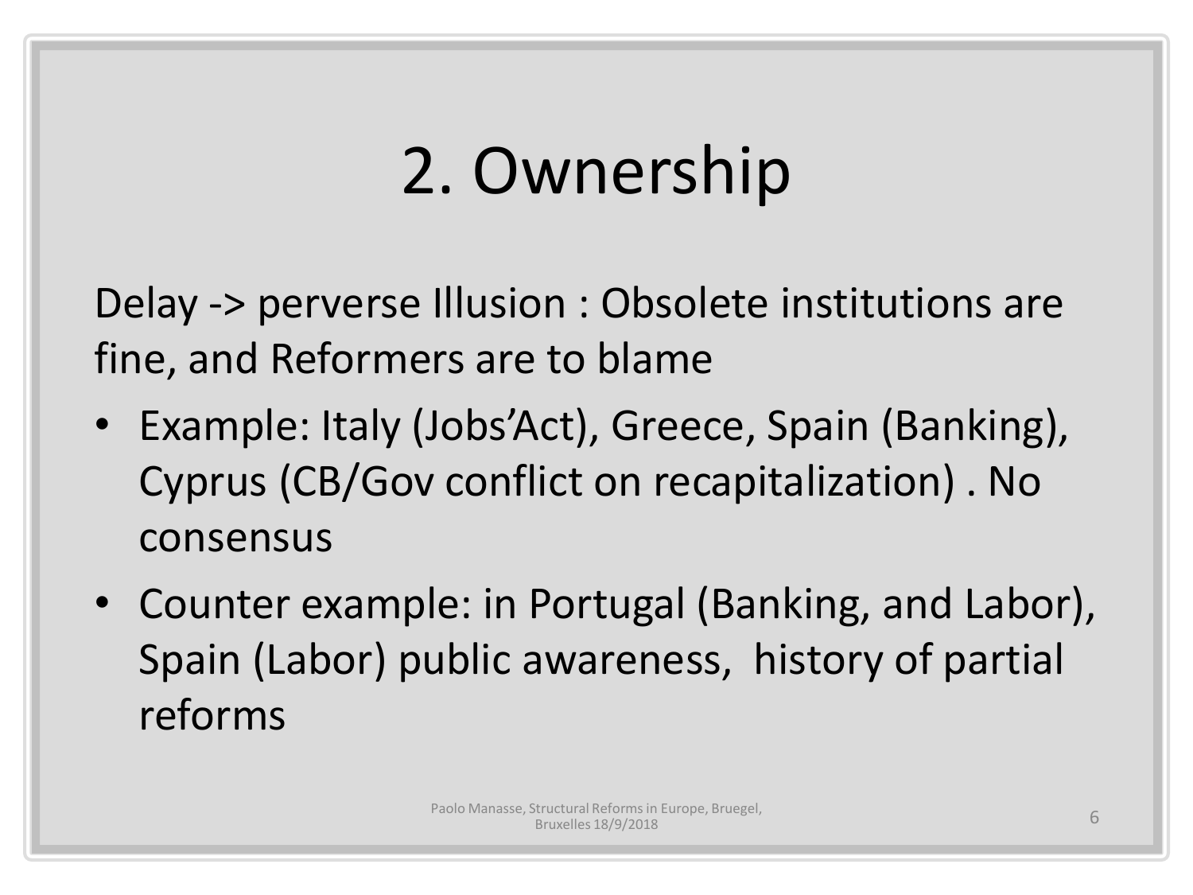# 2. Ownership

Delay -> perverse Illusion : Obsolete institutions are fine, and Reformers are to blame

- Example: Italy (Jobs'Act), Greece, Spain (Banking), Cyprus (CB/Gov conflict on recapitalization) . No consensus
- Counter example: in Portugal (Banking, and Labor), Spain (Labor) public awareness, history of partial reforms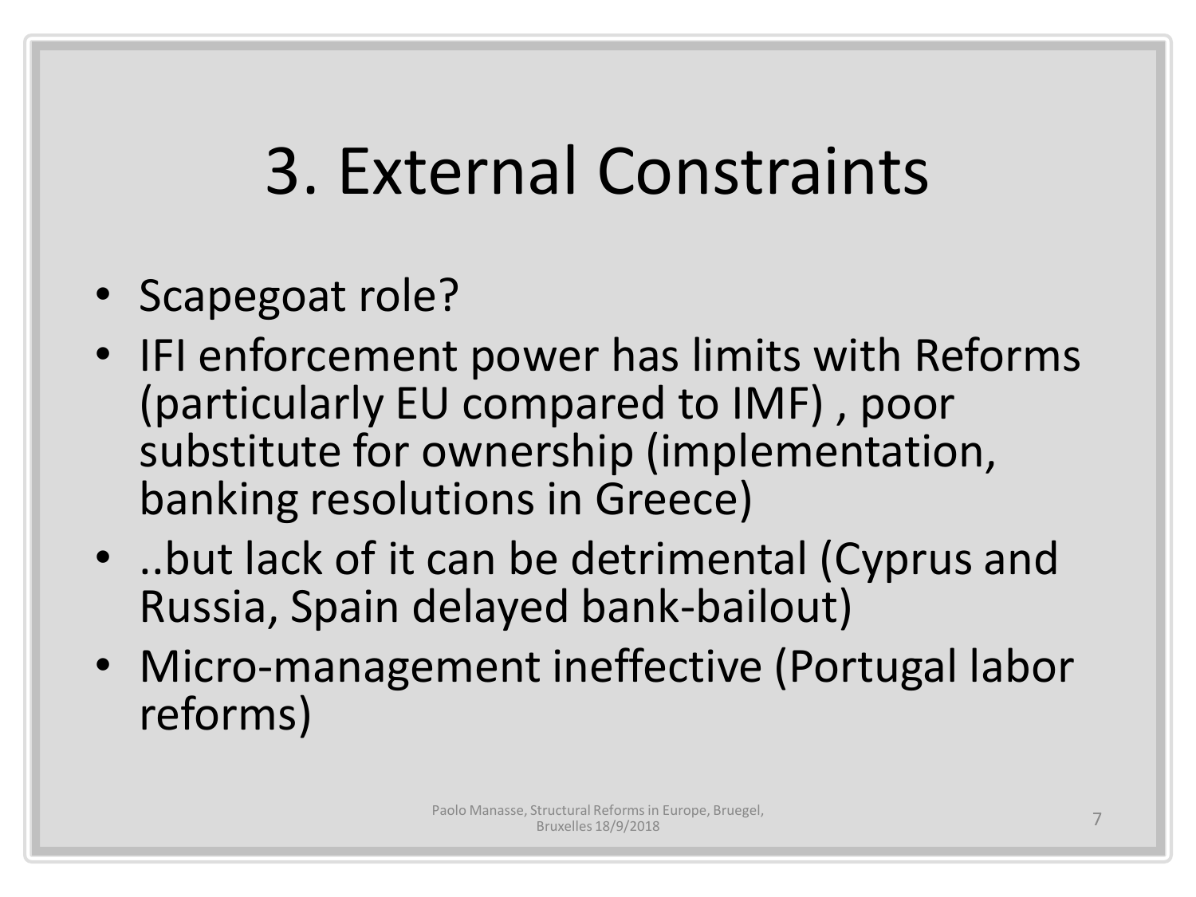# 3. External Constraints

- Scapegoat role?
- IFI enforcement power has limits with Reforms (particularly EU compared to IMF) , poor substitute for ownership (implementation, banking resolutions in Greece)
- ..but lack of it can be detrimental (Cyprus and Russia, Spain delayed bank-bailout)
- Micro-management ineffective (Portugal labor reforms)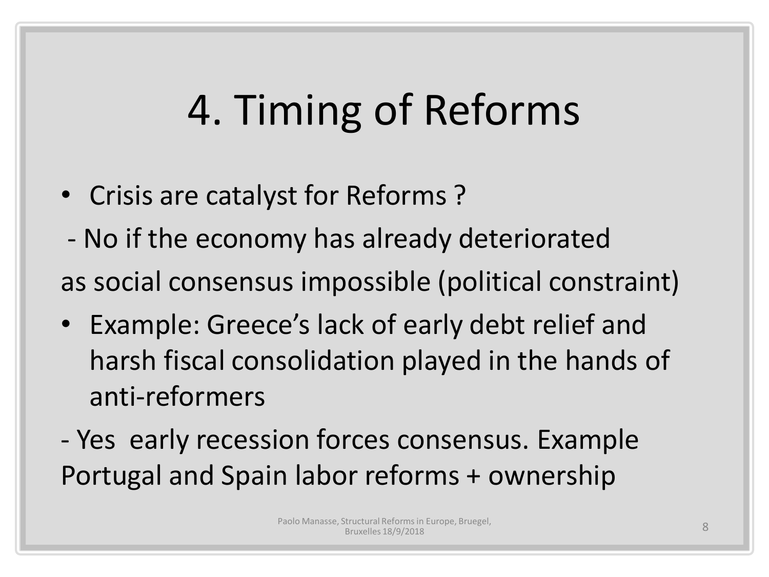# 4. Timing of Reforms

- Crisis are catalyst for Reforms ?

- No if the economy has already deteriorated

as social consensus impossible (political constraint)

- Example: Greece's lack of early debt relief and harsh fiscal consolidation played in the hands of anti-reformers

- Yes  early recession forces consensus. Example Portugal and Spain labor reforms + ownership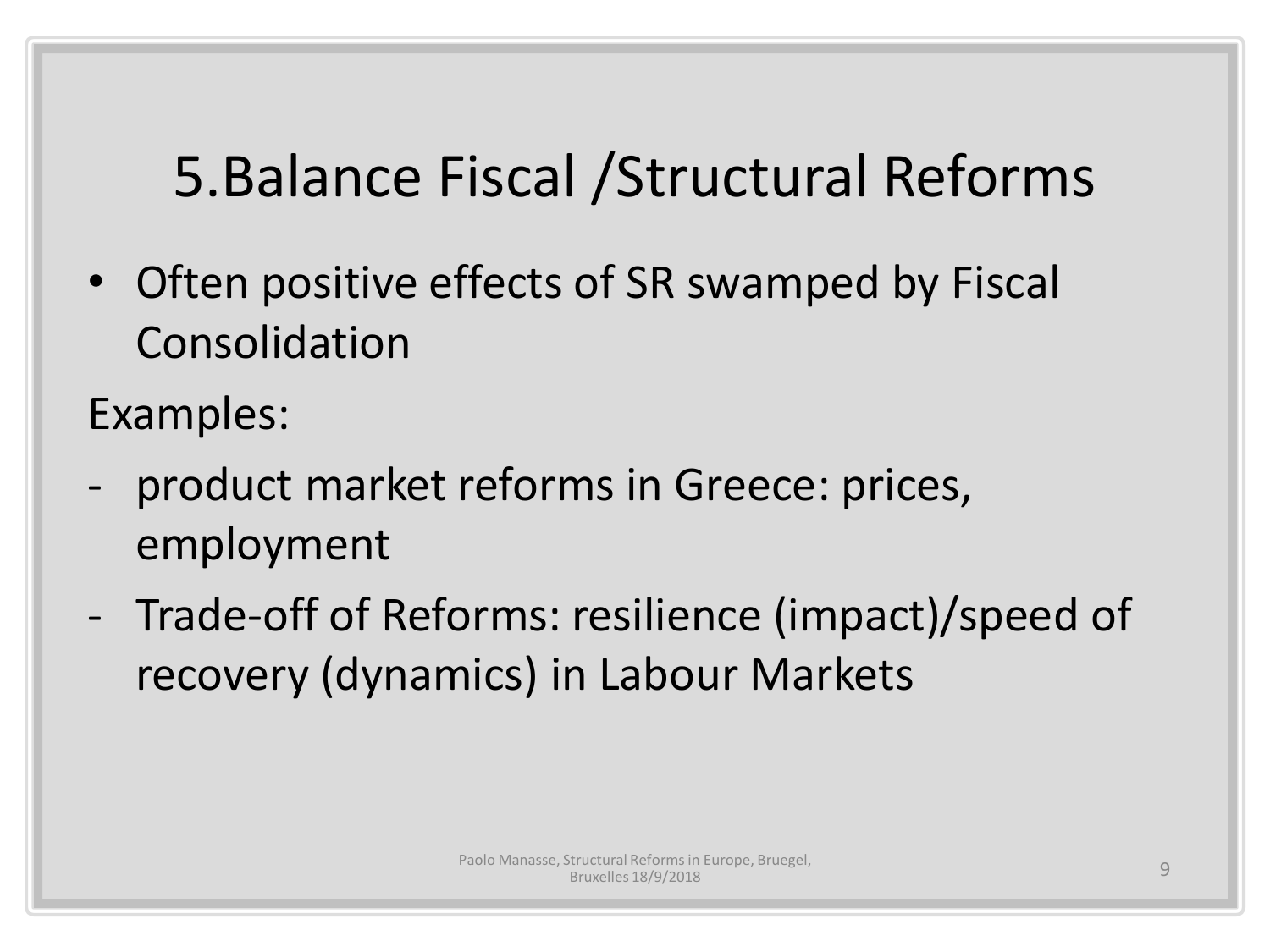# 5.Balance Fiscal /Structural Reforms

- Often positive effects of SR swamped by Fiscal Consolidation

Examples:

- product market reforms in Greece: prices, employment
- Trade-off of Reforms: resilience (impact)/speed of recovery (dynamics) in Labour Markets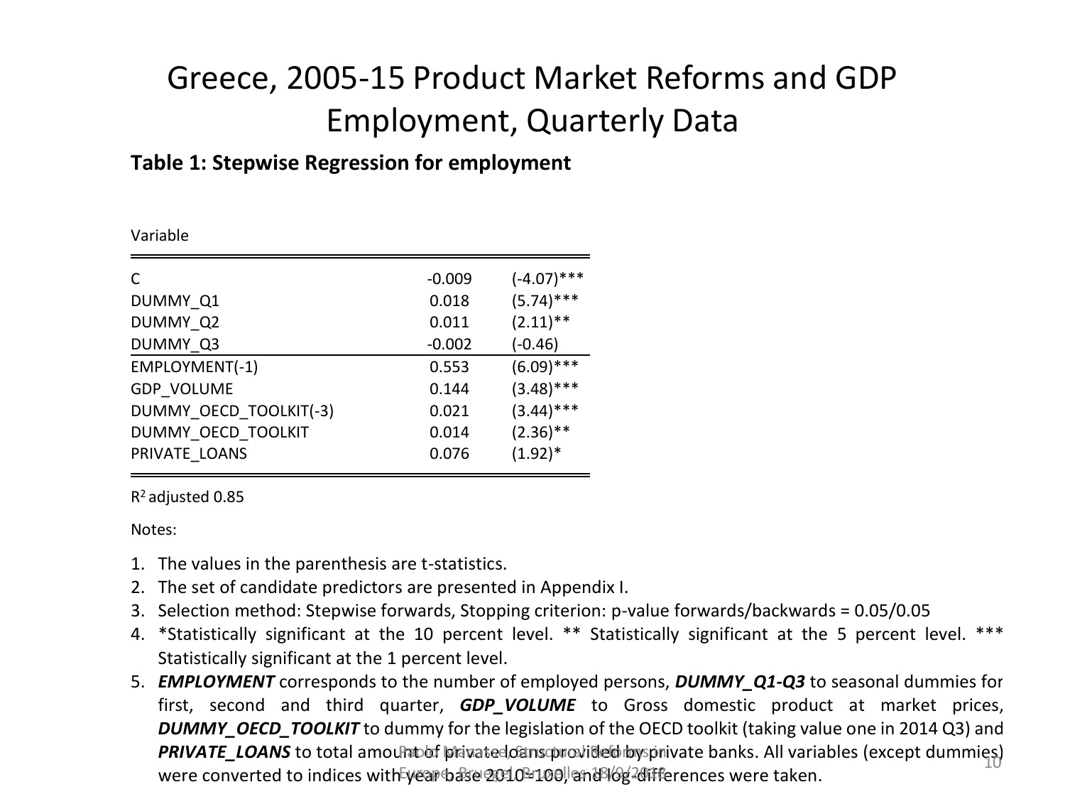# Greece, 2005-15 Product Market Reforms and GDP Employment, Quarterly Data

**Table 1: Stepwise Regression for employment**

| Variable | | |
|---|---|---|
| C | -0.009 | (-4.07)*** |
| DUMMY_Q1 | 0.018 | (5.74)*** |
| DUMMY_Q2 | 0.011 | (2.11)** |
| DUMMY_Q3 | -0.002 | (-0.46) |
| EMPLOYMENT(-1) | 0.553 | (6.09)*** |
| GDP_VOLUME | 0.144 | (3.48)*** |
| DUMMY_OECD_TOOLKIT(-3) | 0.021 | (3.44)*** |
| DUMMY_OECD_TOOLKIT | 0.014 | (2.36)** |
| PRIVATE_LOANS | 0.076 | (1.92)* |

$R^2$ adjusted 0.85

Notes:

1. The values in the parenthesis are t-statistics.
2. The set of candidate predictors are presented in Appendix I.
3. Selection method: Stepwise forwards, Stopping criterion: p-value forwards/backwards = 0.05/0.05
4. *Statistically significant at the 10 percent level. ** Statistically significant at the 5 percent level. *** Statistically significant at the 1 percent level.
5. ***EMPLOYMENT*** corresponds to the number of employed persons, ***DUMMY_Q1-Q3*** to seasonal dummies for first, second and third quarter, ***GDP_VOLUME*** to Gross domestic product at market prices, ***DUMMY_OECD_TOOLKIT*** to dummy for the legislation of the OECD toolkit (taking value one in 2014 Q3) and ***PRIVATE_LOANS*** to total amount of private loans provided by private banks. All variables (except dummies) were converted to indices with year base 2010=100, and log-differences were taken.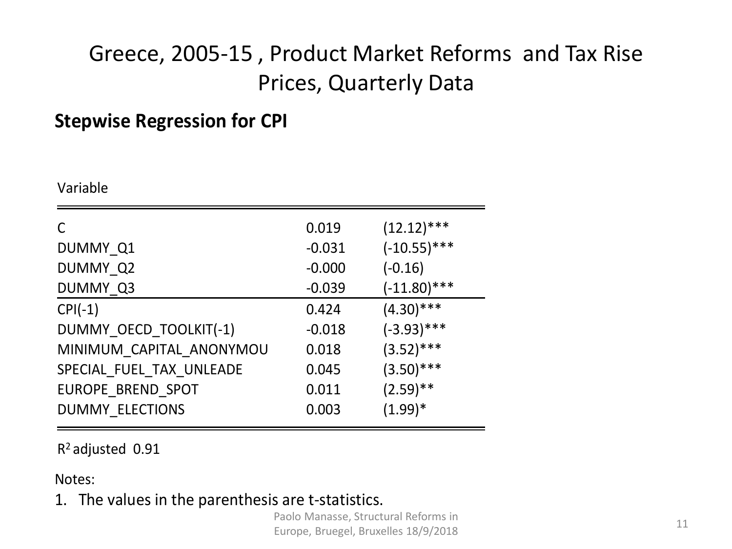# Greece, 2005-15 , Product Market Reforms and Tax Rise Prices, Quarterly Data

**Stepwise Regression for CPI**

| Variable | | |
|---|---|---|
| C | 0.019 | (12.12)*** |
| DUMMY_Q1 | -0.031 | (-10.55)*** |
| DUMMY_Q2 | -0.000 | (-0.16) |
| DUMMY_Q3 | -0.039 | (-11.80)*** |
| CPI(-1) | 0.424 | (4.30)*** |
| DUMMY_OECD_TOOLKIT(-1) | -0.018 | (-3.93)*** |
| MINIMUM_CAPITAL_ANONYMOU | 0.018 | (3.52)*** |
| SPECIAL_FUEL_TAX_UNLEADE | 0.045 | (3.50)*** |
| EUROPE_BREND_SPOT | 0.011 | (2.59)** |
| DUMMY_ELECTIONS | 0.003 | (1.99)* |

$R^2$ adjusted 0.91

Notes:

1. The values in the parenthesis are t-statistics.

Paolo Manasse, Structural Reforms in Europe, Bruegel, Bruxelles 18/9/2018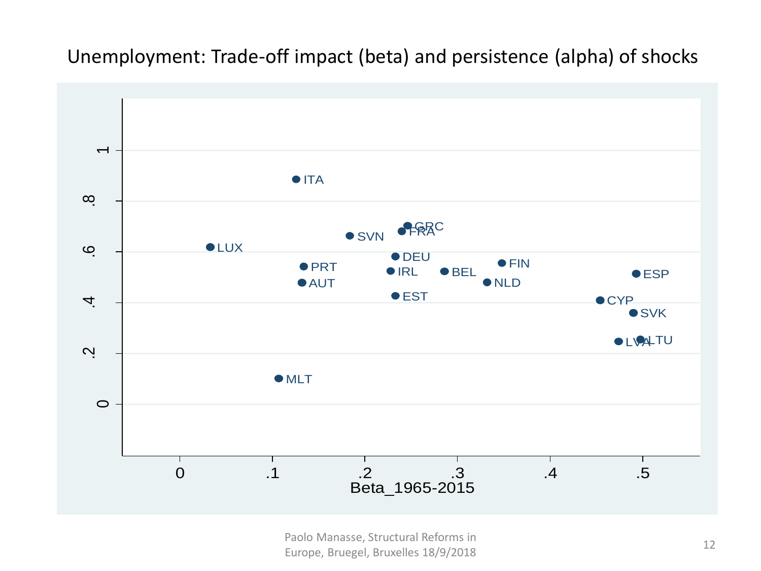# Unemployment: Trade-off impact (beta) and persistence (alpha) of shocks

| Country | Beta_1965-2015 | Alpha |
| --- | --- | --- |
| LUX | 0.03 | 0.62 |
| MLT | 0.11 | 0.10 |
| ITA | 0.13 | 0.89 |
| AUT | 0.13 | 0.48 |
| PRT | 0.13 | 0.54 |
| SVN | 0.18 | 0.66 |
| IRL | 0.23 | 0.52 |
| DEU | 0.23 | 0.58 |
| EST | 0.23 | 0.43 |
| FRA | 0.24 | 0.68 |
| GRC | 0.25 | 0.70 |
| BEL | 0.29 | 0.52 |
| NLD | 0.33 | 0.48 |
| FIN | 0.35 | 0.56 |
| CYP | 0.45 | 0.41 |
| LVA | 0.47 | 0.25 |
| SVK | 0.49 | 0.36 |
| ESP | 0.49 | 0.51 |
| LTU | 0.50 | 0.26 |

Paolo Manasse, Structural Reforms in Europe, Bruegel, Bruxelles 18/9/2018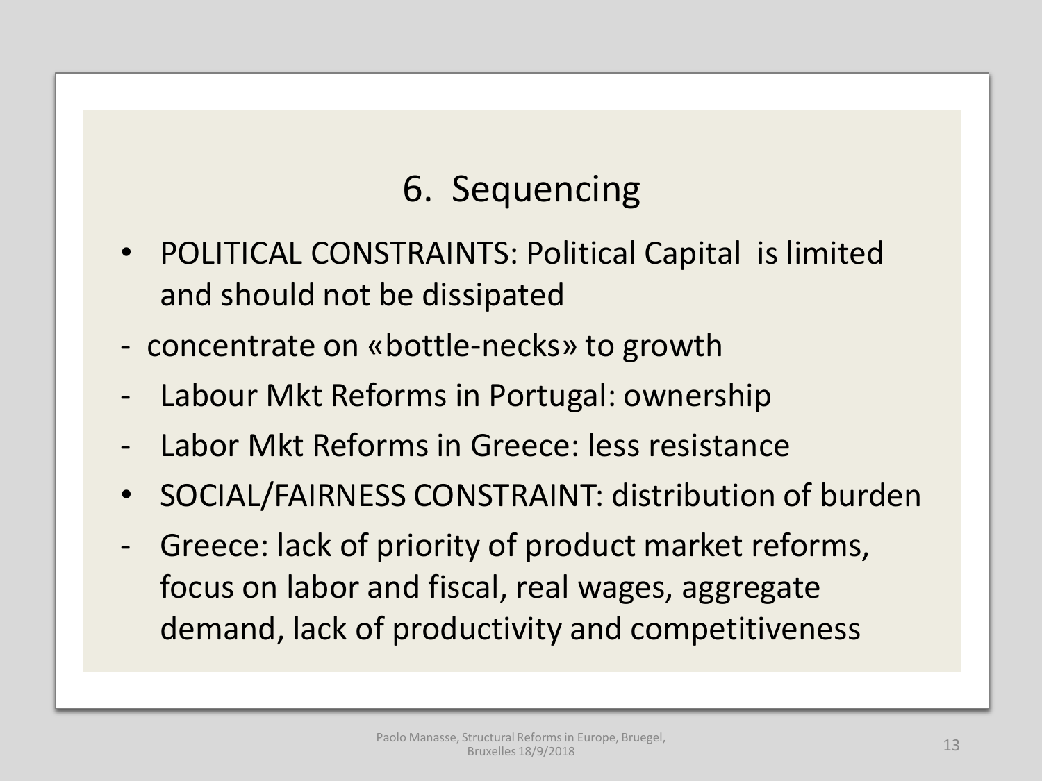## 6. Sequencing

- POLITICAL CONSTRAINTS: Political Capital is limited and should not be dissipated
- concentrate on «bottle-necks» to growth
- Labour Mkt Reforms in Portugal: ownership
- Labor Mkt Reforms in Greece: less resistance
- SOCIAL/FAIRNESS CONSTRAINT: distribution of burden
- Greece: lack of priority of product market reforms, focus on labor and fiscal, real wages, aggregate demand, lack of productivity and competitiveness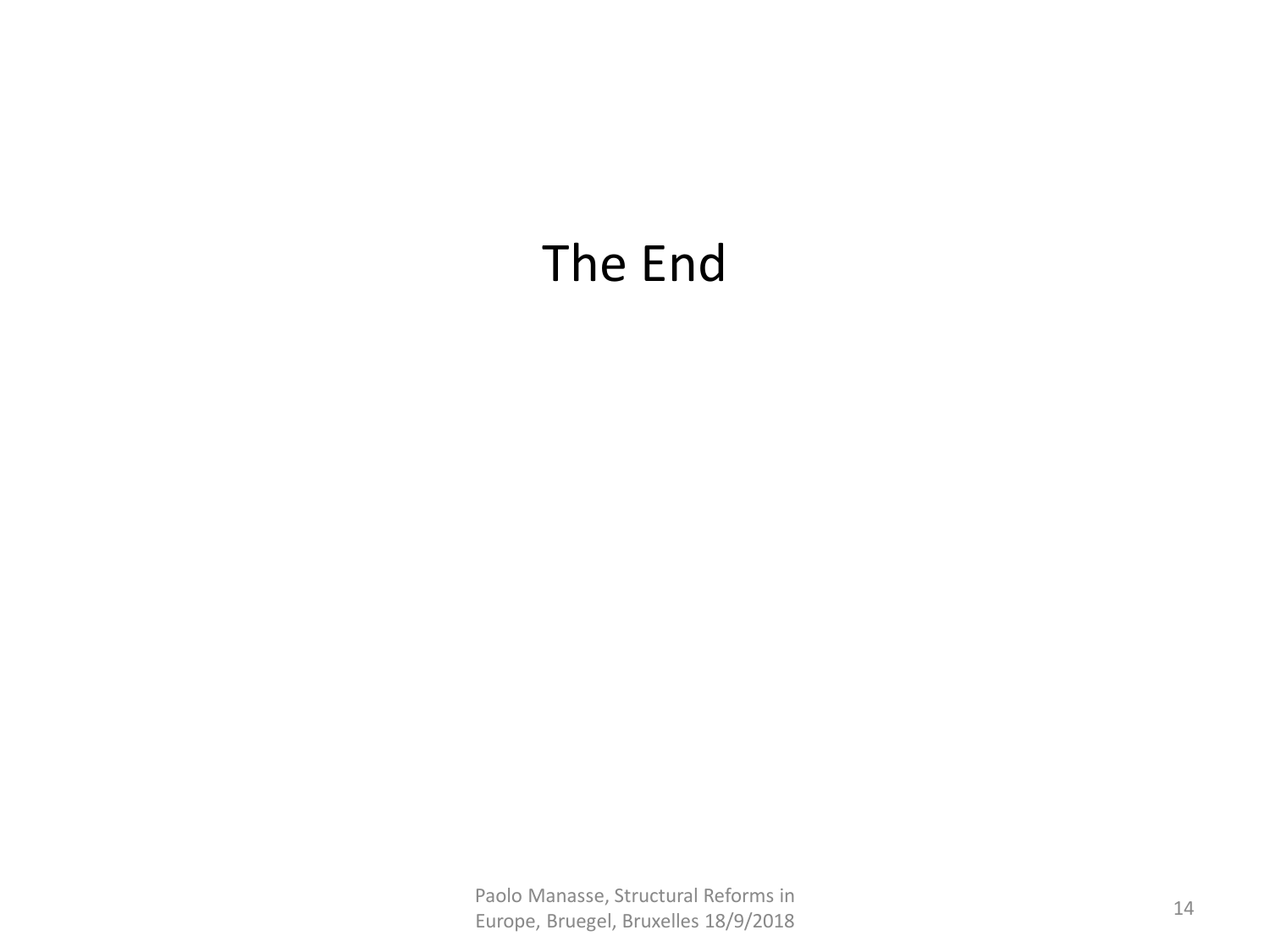# The End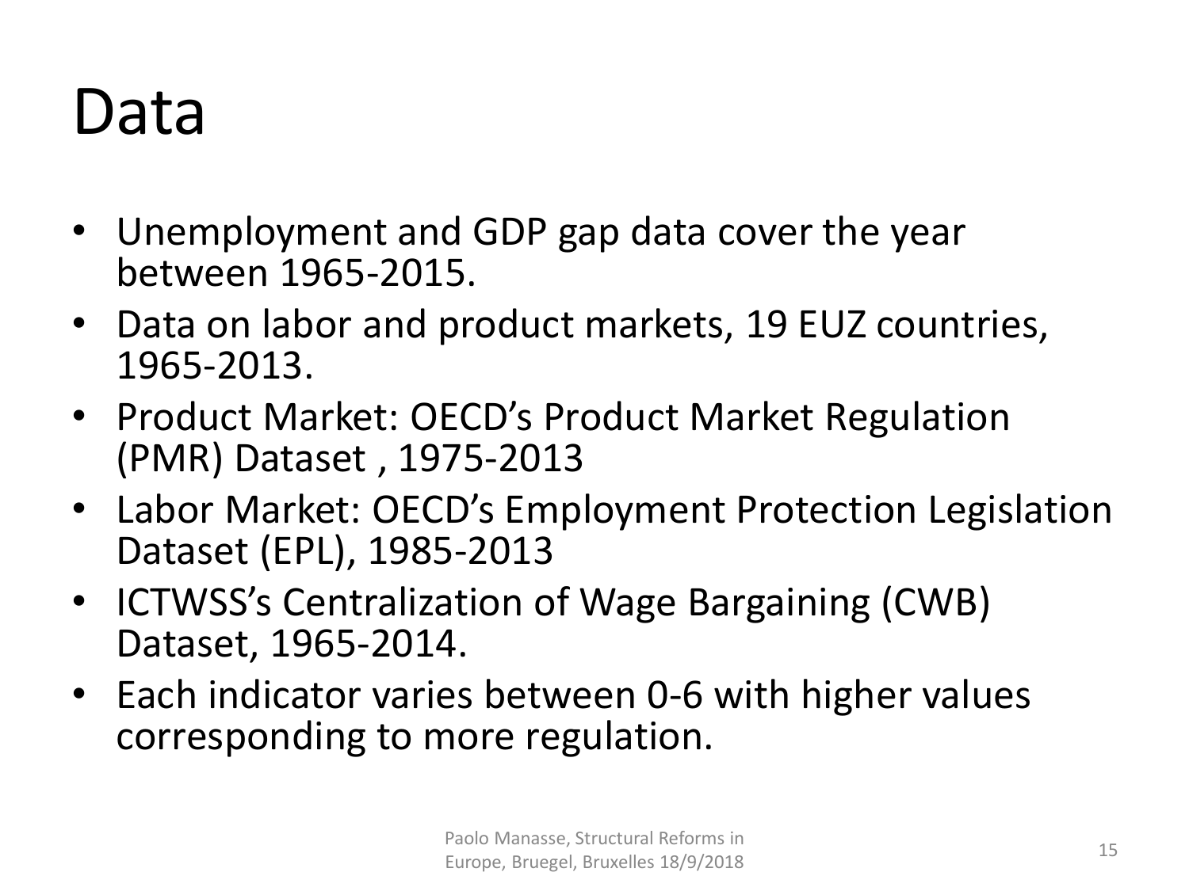# Data

- Unemployment and GDP gap data cover the year between 1965-2015.
- Data on labor and product markets, 19 EUZ countries, 1965-2013.
- Product Market: OECD's Product Market Regulation (PMR) Dataset , 1975-2013
- Labor Market: OECD's Employment Protection Legislation Dataset (EPL), 1985-2013
- ICTWSS's Centralization of Wage Bargaining (CWB) Dataset, 1965-2014.
- Each indicator varies between 0-6 with higher values corresponding to more regulation.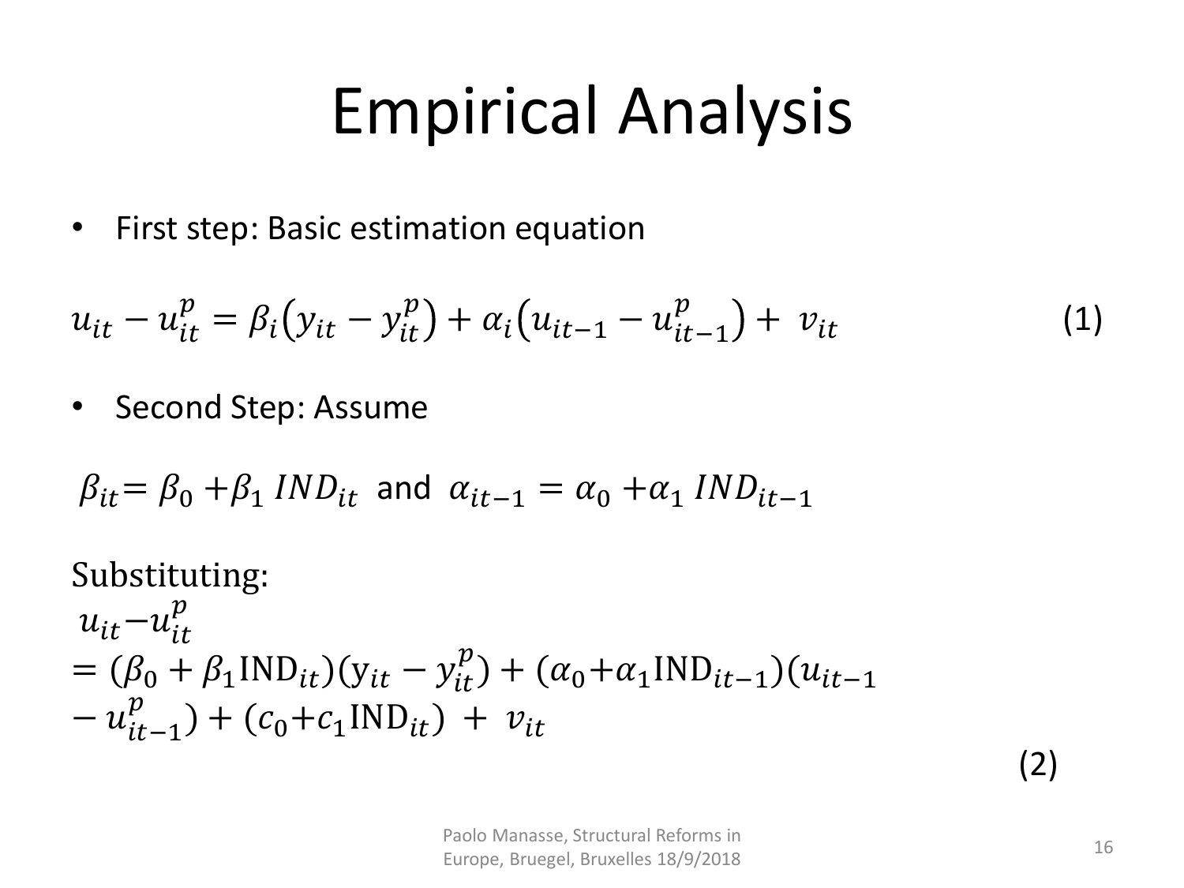# Empirical Analysis

- First step: Basic estimation equation

$$u_{it} - u_{it}^{p} = \beta_i \left( y_{it} - y_{it}^{p} \right) + \alpha_i \left( u_{it-1} - u_{it-1}^{p} \right) + v_{it} \tag{1}$$

- Second Step: Assume

$\beta_{it} = \beta_0 + \beta_1 \, IND_{it}$ and $\alpha_{it-1} = \alpha_0 + \alpha_1 \, IND_{it-1}$

Substituting:

$$u_{it} - u_{it}^{p} = (\beta_0 + \beta_1 \mathrm{IND}_{it})(\mathrm{y}_{it} - y_{it}^{p}) + (\alpha_0 + \alpha_1 \mathrm{IND}_{it-1})(u_{it-1} - u_{it-1}^{p}) + (c_0 + c_1 \mathrm{IND}_{it}) + v_{it} \tag{2}$$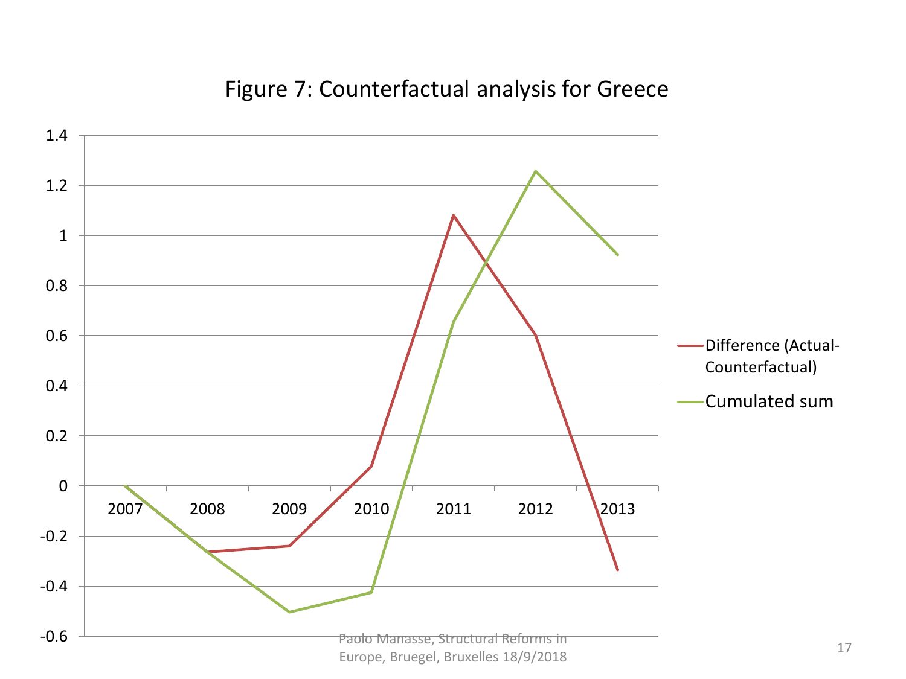# Figure 7: Counterfactual analysis for Greece

1.4
1.2
1
0.8
0.6
0.4
0.2
0
-0.2
-0.4
-0.6

2007
2008
2009
2010
2011
2012
2013

Difference (Actual-Counterfactual)
Cumulated sum

Paolo Manasse, Structural Reforms in Europe, Bruegel, Bruxelles 18/9/2018